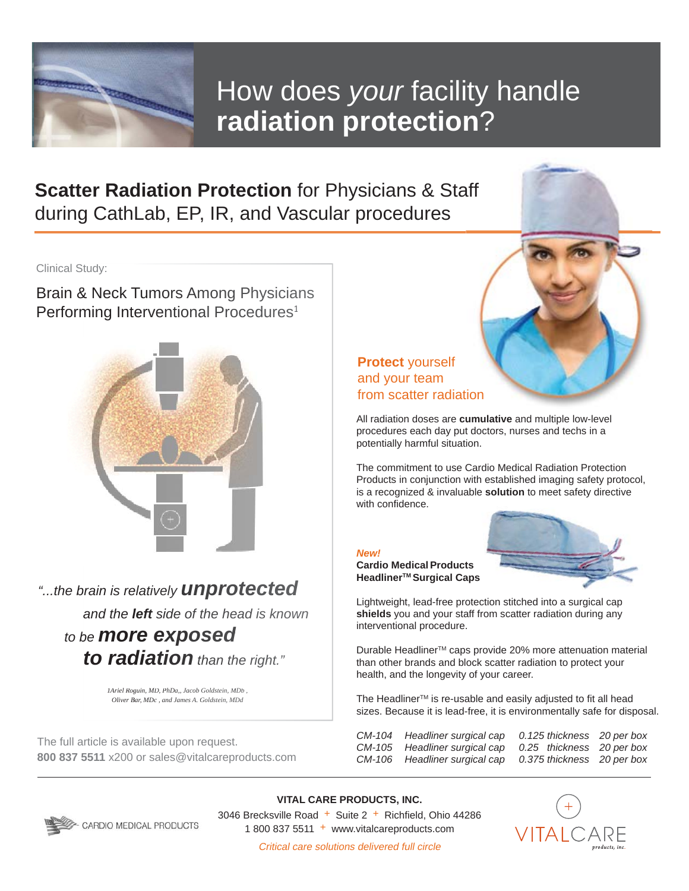# How does *your* facility handle **radiation protection**?

## **Scatter Radiation Protection** for Physicians & Staff during CathLab, EP, IR, and Vascular procedures

Clinical Study:

### Brain & Neck Tumors Among Physicians Performing Interventional Procedures[1]

*"...the brain is relatively* ***unprotected*** *and the* ***left*** *side of the head is known to be* ***more exposed to radiation*** *than the right."*

*1Ariel Roguin, MD, PhDa,, Jacob Goldstein, MDb , Oliver Bar, MDc , and James A. Goldstein, MDd*

The full article is available upon request.
**800 837 5511** x200 or sales@vitalcareproducts.com

### **Protect** yourself and your team from scatter radiation

All radiation doses are **cumulative** and multiple low-level procedures each day put doctors, nurses and techs in a potentially harmful situation.

The commitment to use Cardio Medical Radiation Protection Products in conjunction with established imaging safety protocol, is a recognized & invaluable **solution** to meet safety directive with confidence.

***New!***
**Cardio Medical Products Headliner™ Surgical Caps**

Lightweight, lead-free protection stitched into a surgical cap **shields** you and your staff from scatter radiation during any interventional procedure.

Durable Headliner™ caps provide 20% more attenuation material than other brands and block scatter radiation to protect your health, and the longevity of your career.

The Headliner™ is re-usable and easily adjusted to fit all head sizes. Because it is lead-free, it is environmentally safe for disposal.

| | | | |
|---|---|---|---|
| *CM-104* | *Headliner surgical cap* | *0.125 thickness* | *20 per box* |
| *CM-105* | *Headliner surgical cap* | *0.25 thickness* | *20 per box* |
| *CM-106* | *Headliner surgical cap* | *0.375 thickness* | *20 per box* |

CARDIO MEDICAL PRODUCTS

**VITAL CARE PRODUCTS, INC.**
3046 Brecksville Road + Suite 2 + Richfield, Ohio 44286
1 800 837 5511 + www.vitalcareproducts.com
*Critical care solutions delivered full circle*

VITALCARE products, inc.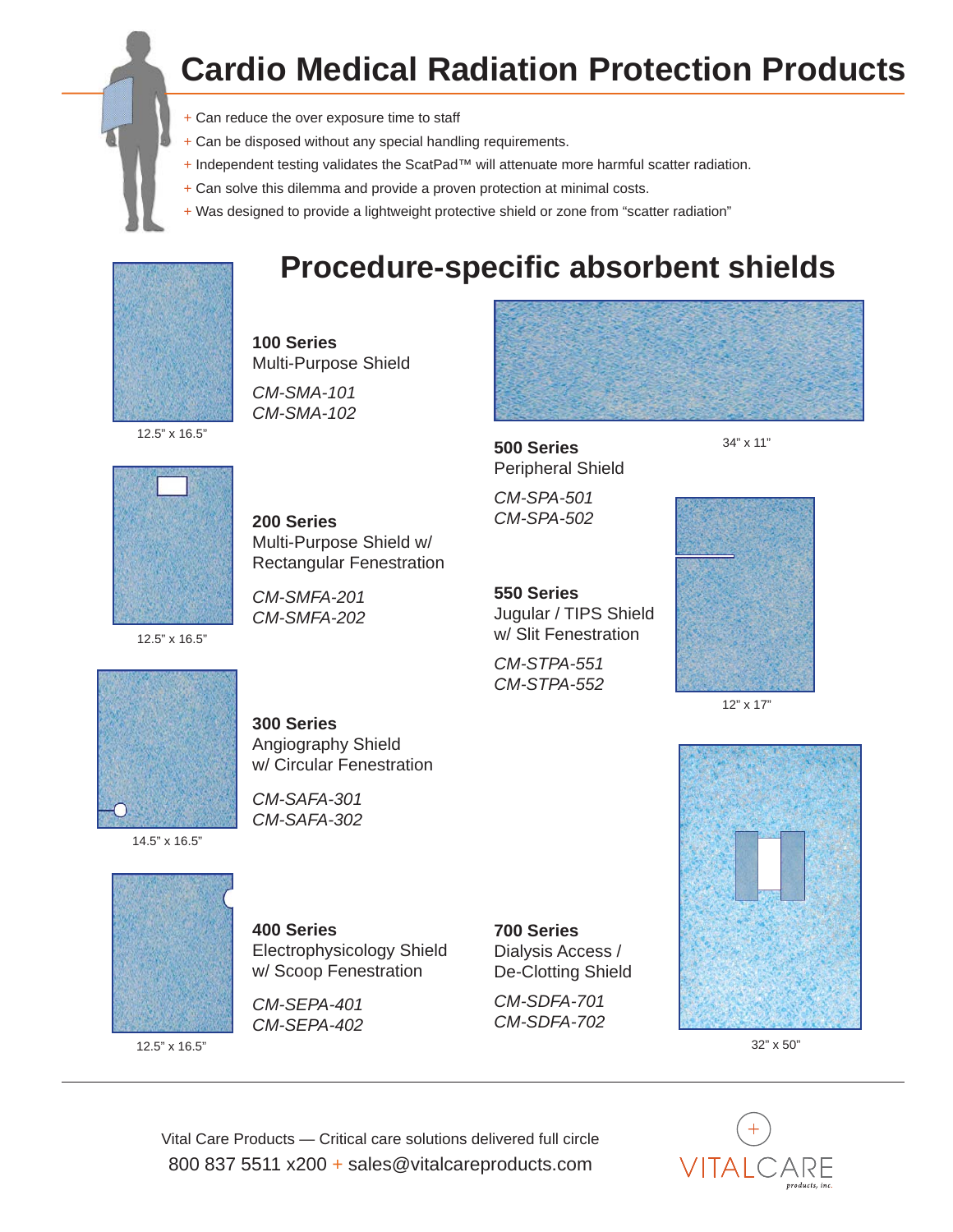# Cardio Medical Radiation Protection Products

- + Can reduce the over exposure time to staff
- + Can be disposed without any special handling requirements.
- + Independent testing validates the ScatPad™ will attenuate more harmful scatter radiation.
- + Can solve this dilemma and provide a proven protection at minimal costs.
- + Was designed to provide a lightweight protective shield or zone from "scatter radiation"

## Procedure-specific absorbent shields

12.5" x 16.5"

**100 Series**
Multi-Purpose Shield

*CM-SMA-101*
*CM-SMA-102*

12.5" x 16.5"

**200 Series**
Multi-Purpose Shield w/ Rectangular Fenestration

*CM-SMFA-201*
*CM-SMFA-202*

14.5" x 16.5"

**300 Series**
Angiography Shield w/ Circular Fenestration

*CM-SAFA-301*
*CM-SAFA-302*

12.5" x 16.5"

**400 Series**
Electrophysicology Shield w/ Scoop Fenestration

*CM-SEPA-401*
*CM-SEPA-402*

34" x 11"

**500 Series**
Peripheral Shield

*CM-SPA-501*
*CM-SPA-502*

12" x 17"

**550 Series**
Jugular / TIPS Shield w/ Slit Fenestration

*CM-STPA-551*
*CM-STPA-552*

32" x 50"

**700 Series**
Dialysis Access / De-Clotting Shield

*CM-SDFA-701*
*CM-SDFA-702*

---

Vital Care Products — Critical care solutions delivered full circle
800 837 5511 x200 + sales@vitalcareproducts.com

VITALCARE products, inc.